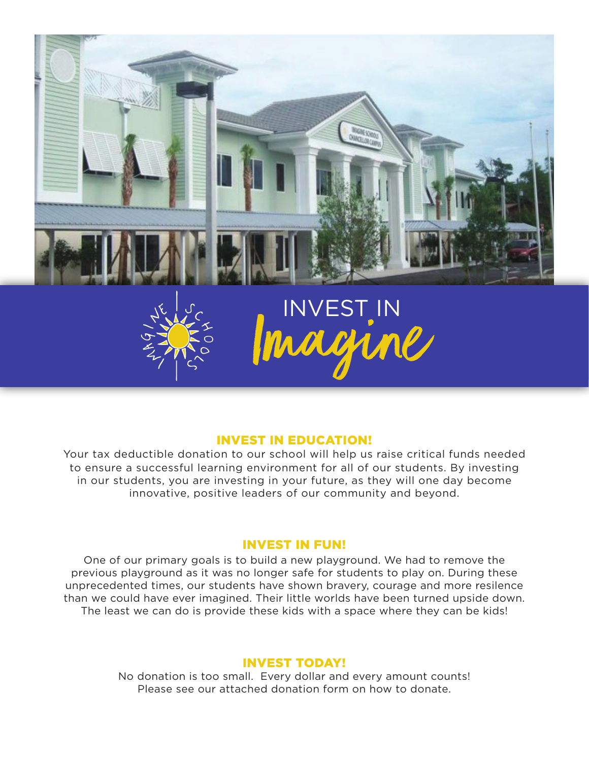# INVEST IN *Imagine*

IMAGINE SCHOOLS

## INVEST IN EDUCATION!

Your tax deductible donation to our school will help us raise critical funds needed to ensure a successful learning environment for all of our students. By investing in our students, you are investing in your future, as they will one day become innovative, positive leaders of our community and beyond.

## INVEST IN FUN!

One of our primary goals is to build a new playground. We had to remove the previous playground as it was no longer safe for students to play on. During these unprecedented times, our students have shown bravery, courage and more resilence than we could have ever imagined. Their little worlds have been turned upside down. The least we can do is provide these kids with a space where they can be kids!

## INVEST TODAY!

No donation is too small. Every dollar and every amount counts!
Please see our attached donation form on how to donate.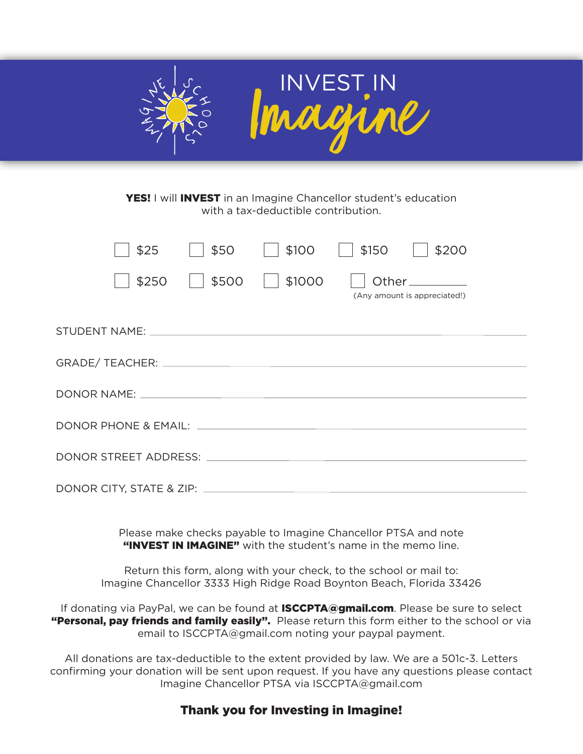# INVEST IN Imagine

**YES!** I will **INVEST** in an Imagine Chancellor student's education with a tax-deductible contribution.

☐ $25 ☐ $50 ☐ $100 ☐ $150 ☐ $200

☐ $250 ☐ $500 ☐ $1000 ☐ Other ________
(Any amount is appreciated!)

STUDENT NAME: ________________________________________

GRADE/ TEACHER: ________________________________________

DONOR NAME: ________________________________________

DONOR PHONE & EMAIL: ________________________________________

DONOR STREET ADDRESS: ________________________________________

DONOR CITY, STATE & ZIP: ________________________________________

Please make checks payable to Imagine Chancellor PTSA and note **"INVEST IN IMAGINE"** with the student's name in the memo line.

Return this form, along with your check, to the school or mail to:
Imagine Chancellor 3333 High Ridge Road Boynton Beach, Florida 33426

If donating via PayPal, we can be found at **ISCCPTA@gmail.com**. Please be sure to select **"Personal, pay friends and family easily".** Please return this form either to the school or via email to ISCCPTA@gmail.com noting your paypal payment.

All donations are tax-deductible to the extent provided by law. We are a 501c-3. Letters confirming your donation will be sent upon request. If you have any questions please contact Imagine Chancellor PTSA via ISCCPTA@gmail.com

**Thank you for Investing in Imagine!**